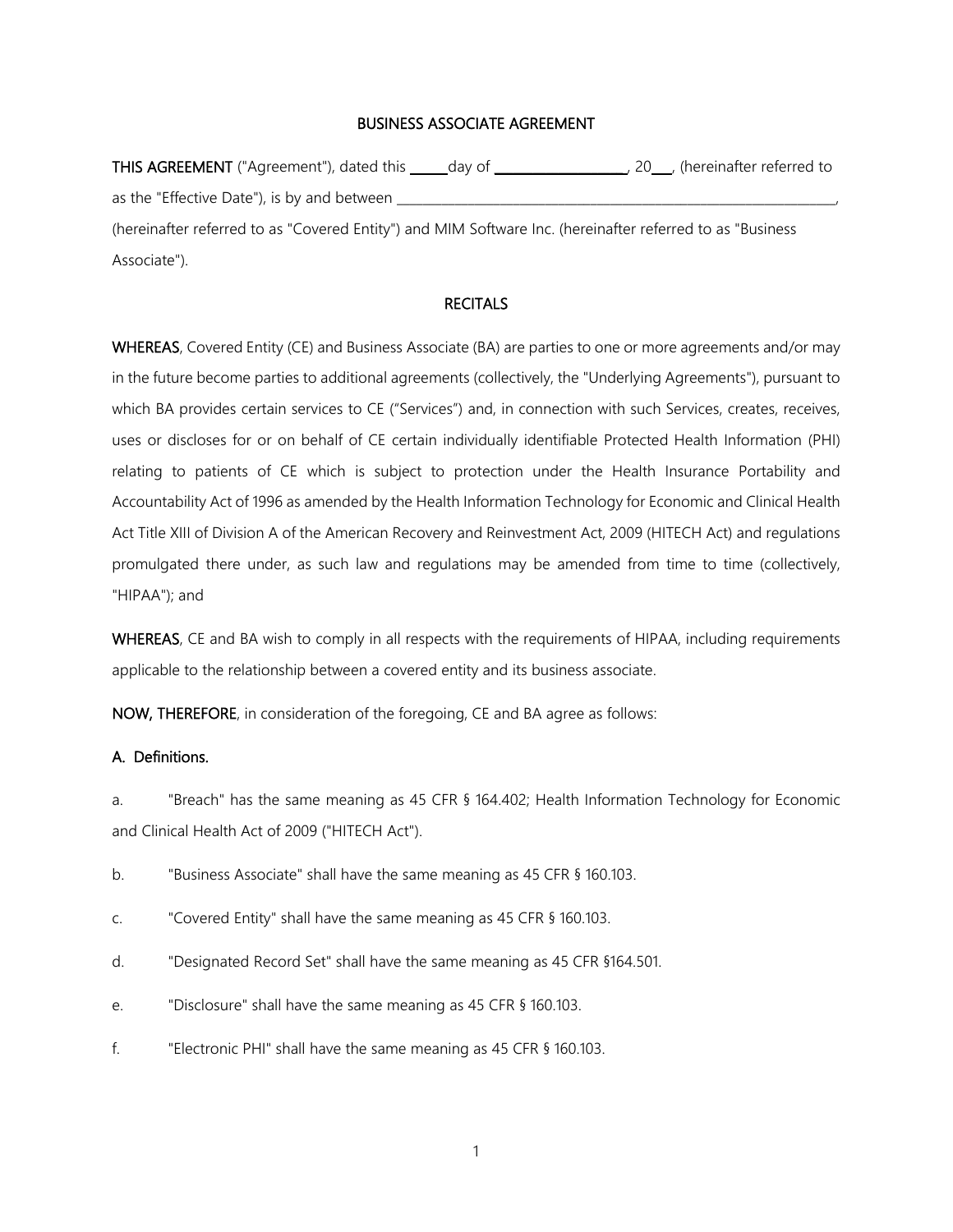# BUSINESS ASSOCIATE AGREEMENT

**THIS AGREEMENT** ("Agreement"), dated this _____day of ___________________, 20___, (hereinafter referred to as the "Effective Date"), is by and between ___________________________________________________________________, (hereinafter referred to as "Covered Entity") and MIM Software Inc. (hereinafter referred to as "Business Associate").

## RECITALS

**WHEREAS**, Covered Entity (CE) and Business Associate (BA) are parties to one or more agreements and/or may in the future become parties to additional agreements (collectively, the "Underlying Agreements"), pursuant to which BA provides certain services to CE ("Services") and, in connection with such Services, creates, receives, uses or discloses for or on behalf of CE certain individually identifiable Protected Health Information (PHI) relating to patients of CE which is subject to protection under the Health Insurance Portability and Accountability Act of 1996 as amended by the Health Information Technology for Economic and Clinical Health Act Title XIII of Division A of the American Recovery and Reinvestment Act, 2009 (HITECH Act) and regulations promulgated there under, as such law and regulations may be amended from time to time (collectively, "HIPAA"); and

**WHEREAS**, CE and BA wish to comply in all respects with the requirements of HIPAA, including requirements applicable to the relationship between a covered entity and its business associate.

**NOW, THEREFORE**, in consideration of the foregoing, CE and BA agree as follows:

### A. Definitions.

a. "Breach" has the same meaning as 45 CFR § 164.402; Health Information Technology for Economic and Clinical Health Act of 2009 ("HITECH Act").

b. "Business Associate" shall have the same meaning as 45 CFR § 160.103.

c. "Covered Entity" shall have the same meaning as 45 CFR § 160.103.

d. "Designated Record Set" shall have the same meaning as 45 CFR §164.501.

e. "Disclosure" shall have the same meaning as 45 CFR § 160.103.

f. "Electronic PHI" shall have the same meaning as 45 CFR § 160.103.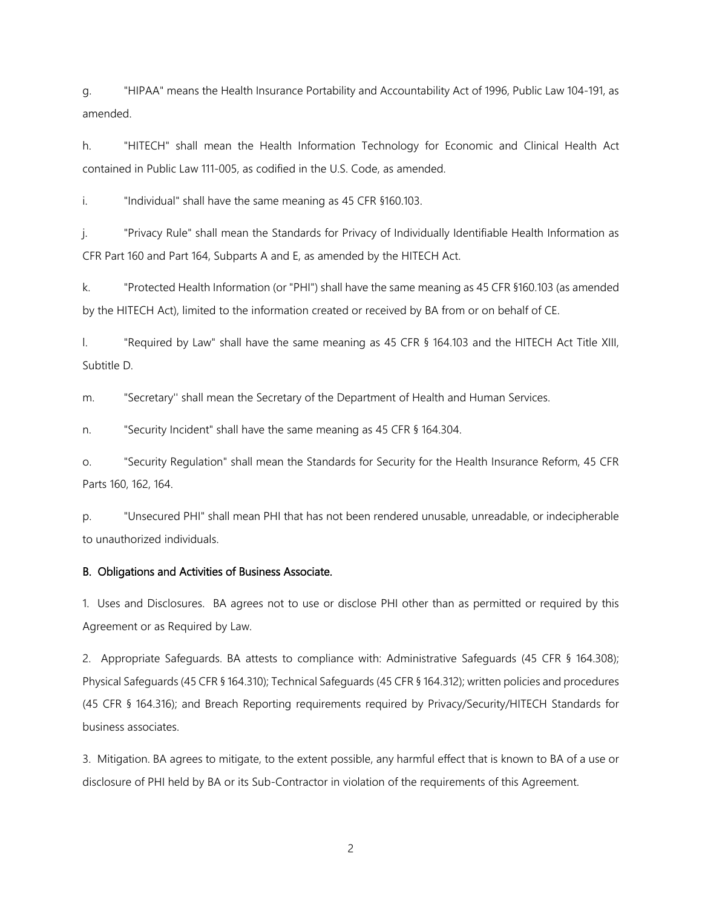g. "HIPAA" means the Health Insurance Portability and Accountability Act of 1996, Public Law 104-191, as amended.

h. "HITECH" shall mean the Health Information Technology for Economic and Clinical Health Act contained in Public Law 111-005, as codified in the U.S. Code, as amended.

i. "Individual" shall have the same meaning as 45 CFR §160.103.

j. "Privacy Rule" shall mean the Standards for Privacy of Individually Identifiable Health Information as CFR Part 160 and Part 164, Subparts A and E, as amended by the HITECH Act.

k. "Protected Health Information (or "PHI") shall have the same meaning as 45 CFR §160.103 (as amended by the HITECH Act), limited to the information created or received by BA from or on behalf of CE.

l. "Required by Law" shall have the same meaning as 45 CFR § 164.103 and the HITECH Act Title XIII, Subtitle D.

m. "Secretary'' shall mean the Secretary of the Department of Health and Human Services.

n. "Security Incident" shall have the same meaning as 45 CFR § 164.304.

o. "Security Regulation" shall mean the Standards for Security for the Health Insurance Reform, 45 CFR Parts 160, 162, 164.

p. "Unsecured PHI" shall mean PHI that has not been rendered unusable, unreadable, or indecipherable to unauthorized individuals.

**B. Obligations and Activities of Business Associate.**

1. Uses and Disclosures. BA agrees not to use or disclose PHI other than as permitted or required by this Agreement or as Required by Law.

2. Appropriate Safeguards. BA attests to compliance with: Administrative Safeguards (45 CFR § 164.308); Physical Safeguards (45 CFR § 164.310); Technical Safeguards (45 CFR § 164.312); written policies and procedures (45 CFR § 164.316); and Breach Reporting requirements required by Privacy/Security/HITECH Standards for business associates.

3. Mitigation. BA agrees to mitigate, to the extent possible, any harmful effect that is known to BA of a use or disclosure of PHI held by BA or its Sub-Contractor in violation of the requirements of this Agreement.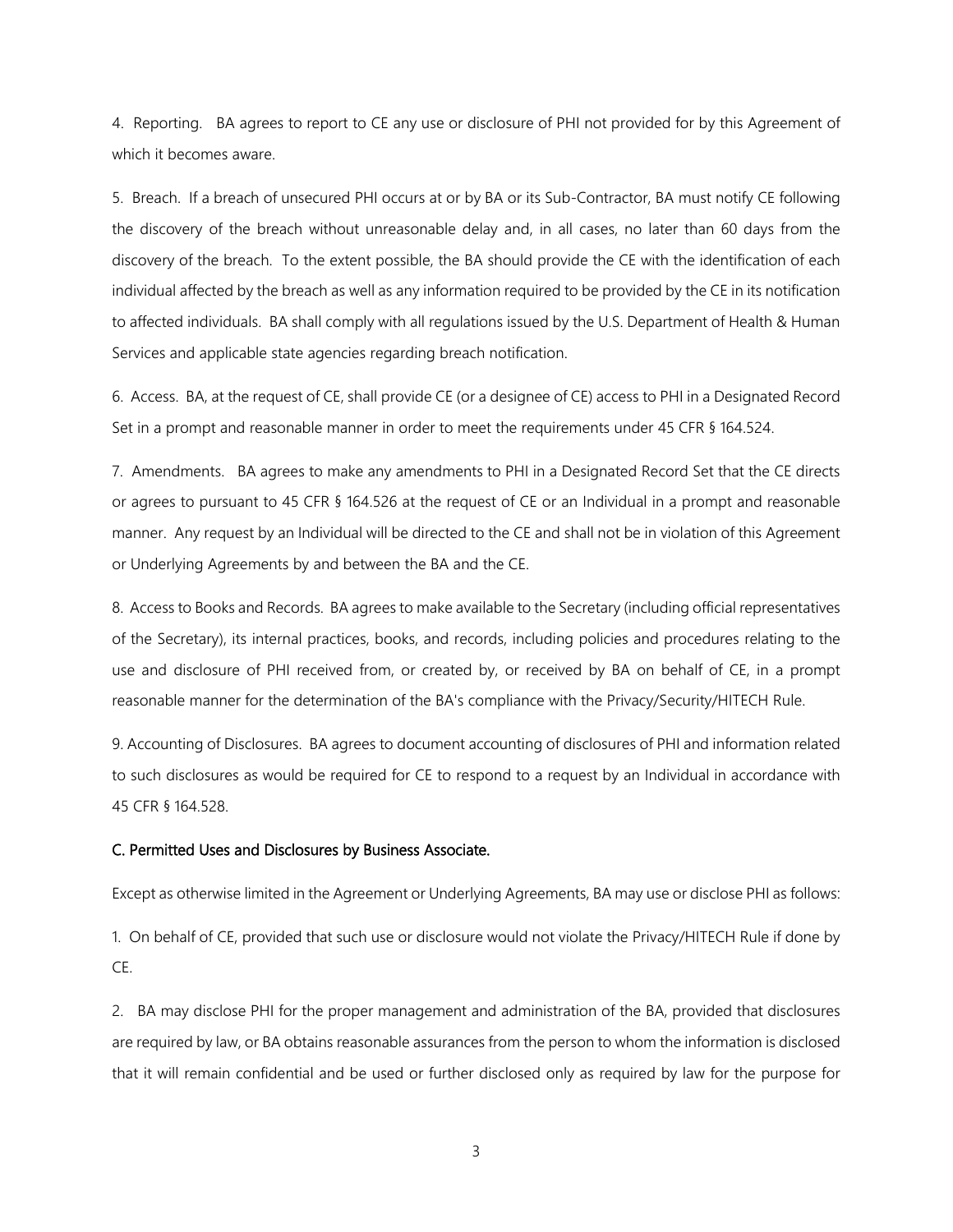4. Reporting. BA agrees to report to CE any use or disclosure of PHI not provided for by this Agreement of which it becomes aware.

5. Breach. If a breach of unsecured PHI occurs at or by BA or its Sub-Contractor, BA must notify CE following the discovery of the breach without unreasonable delay and, in all cases, no later than 60 days from the discovery of the breach. To the extent possible, the BA should provide the CE with the identification of each individual affected by the breach as well as any information required to be provided by the CE in its notification to affected individuals. BA shall comply with all regulations issued by the U.S. Department of Health & Human Services and applicable state agencies regarding breach notification.

6. Access. BA, at the request of CE, shall provide CE (or a designee of CE) access to PHI in a Designated Record Set in a prompt and reasonable manner in order to meet the requirements under 45 CFR § 164.524.

7. Amendments. BA agrees to make any amendments to PHI in a Designated Record Set that the CE directs or agrees to pursuant to 45 CFR § 164.526 at the request of CE or an Individual in a prompt and reasonable manner. Any request by an Individual will be directed to the CE and shall not be in violation of this Agreement or Underlying Agreements by and between the BA and the CE.

8. Access to Books and Records. BA agrees to make available to the Secretary (including official representatives of the Secretary), its internal practices, books, and records, including policies and procedures relating to the use and disclosure of PHI received from, or created by, or received by BA on behalf of CE, in a prompt reasonable manner for the determination of the BA's compliance with the Privacy/Security/HITECH Rule.

9. Accounting of Disclosures. BA agrees to document accounting of disclosures of PHI and information related to such disclosures as would be required for CE to respond to a request by an Individual in accordance with 45 CFR § 164.528.

## C. Permitted Uses and Disclosures by Business Associate.

Except as otherwise limited in the Agreement or Underlying Agreements, BA may use or disclose PHI as follows:

1. On behalf of CE, provided that such use or disclosure would not violate the Privacy/HITECH Rule if done by CE.

2. BA may disclose PHI for the proper management and administration of the BA, provided that disclosures are required by law, or BA obtains reasonable assurances from the person to whom the information is disclosed that it will remain confidential and be used or further disclosed only as required by law for the purpose for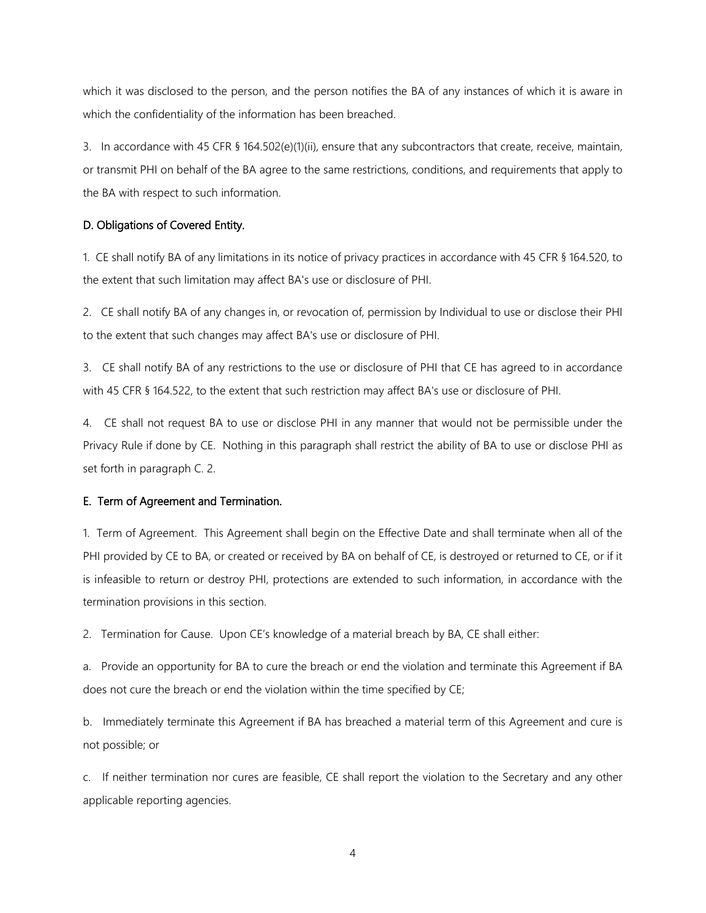which it was disclosed to the person, and the person notifies the BA of any instances of which it is aware in which the confidentiality of the information has been breached.

3. In accordance with 45 CFR § 164.502(e)(1)(ii), ensure that any subcontractors that create, receive, maintain, or transmit PHI on behalf of the BA agree to the same restrictions, conditions, and requirements that apply to the BA with respect to such information.

### D. Obligations of Covered Entity.

1. CE shall notify BA of any limitations in its notice of privacy practices in accordance with 45 CFR § 164.520, to the extent that such limitation may affect BA's use or disclosure of PHI.

2. CE shall notify BA of any changes in, or revocation of, permission by Individual to use or disclose their PHI to the extent that such changes may affect BA's use or disclosure of PHI.

3. CE shall notify BA of any restrictions to the use or disclosure of PHI that CE has agreed to in accordance with 45 CFR § 164.522, to the extent that such restriction may affect BA's use or disclosure of PHI.

4. CE shall not request BA to use or disclose PHI in any manner that would not be permissible under the Privacy Rule if done by CE. Nothing in this paragraph shall restrict the ability of BA to use or disclose PHI as set forth in paragraph C. 2.

### E. Term of Agreement and Termination.

1. Term of Agreement. This Agreement shall begin on the Effective Date and shall terminate when all of the PHI provided by CE to BA, or created or received by BA on behalf of CE, is destroyed or returned to CE, or if it is infeasible to return or destroy PHI, protections are extended to such information, in accordance with the termination provisions in this section.

2. Termination for Cause. Upon CE's knowledge of a material breach by BA, CE shall either:

a. Provide an opportunity for BA to cure the breach or end the violation and terminate this Agreement if BA does not cure the breach or end the violation within the time specified by CE;

b. Immediately terminate this Agreement if BA has breached a material term of this Agreement and cure is not possible; or

c. If neither termination nor cures are feasible, CE shall report the violation to the Secretary and any other applicable reporting agencies.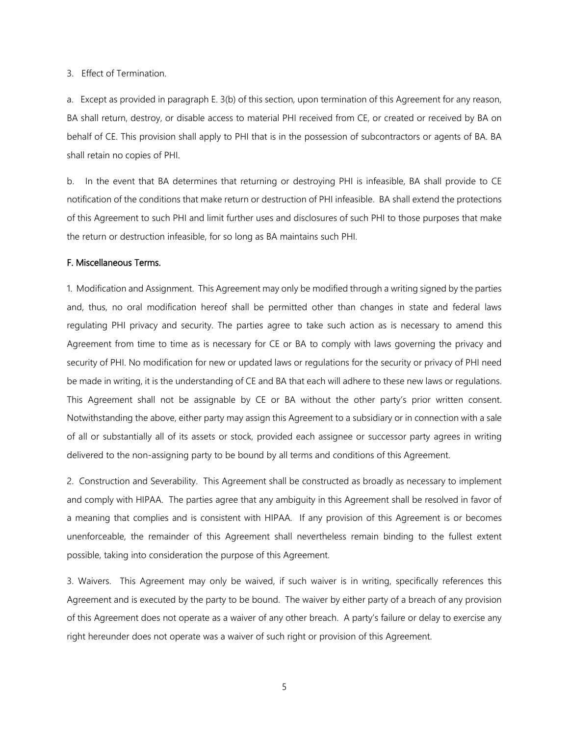3. Effect of Termination.

a. Except as provided in paragraph E. 3(b) of this section, upon termination of this Agreement for any reason, BA shall return, destroy, or disable access to material PHI received from CE, or created or received by BA on behalf of CE. This provision shall apply to PHI that is in the possession of subcontractors or agents of BA. BA shall retain no copies of PHI.

b. In the event that BA determines that returning or destroying PHI is infeasible, BA shall provide to CE notification of the conditions that make return or destruction of PHI infeasible. BA shall extend the protections of this Agreement to such PHI and limit further uses and disclosures of such PHI to those purposes that make the return or destruction infeasible, for so long as BA maintains such PHI.

F. Miscellaneous Terms.

1. Modification and Assignment. This Agreement may only be modified through a writing signed by the parties and, thus, no oral modification hereof shall be permitted other than changes in state and federal laws regulating PHI privacy and security. The parties agree to take such action as is necessary to amend this Agreement from time to time as is necessary for CE or BA to comply with laws governing the privacy and security of PHI. No modification for new or updated laws or regulations for the security or privacy of PHI need be made in writing, it is the understanding of CE and BA that each will adhere to these new laws or regulations. This Agreement shall not be assignable by CE or BA without the other party's prior written consent. Notwithstanding the above, either party may assign this Agreement to a subsidiary or in connection with a sale of all or substantially all of its assets or stock, provided each assignee or successor party agrees in writing delivered to the non-assigning party to be bound by all terms and conditions of this Agreement.

2. Construction and Severability. This Agreement shall be constructed as broadly as necessary to implement and comply with HIPAA. The parties agree that any ambiguity in this Agreement shall be resolved in favor of a meaning that complies and is consistent with HIPAA. If any provision of this Agreement is or becomes unenforceable, the remainder of this Agreement shall nevertheless remain binding to the fullest extent possible, taking into consideration the purpose of this Agreement.

3. Waivers. This Agreement may only be waived, if such waiver is in writing, specifically references this Agreement and is executed by the party to be bound. The waiver by either party of a breach of any provision of this Agreement does not operate as a waiver of any other breach. A party's failure or delay to exercise any right hereunder does not operate was a waiver of such right or provision of this Agreement.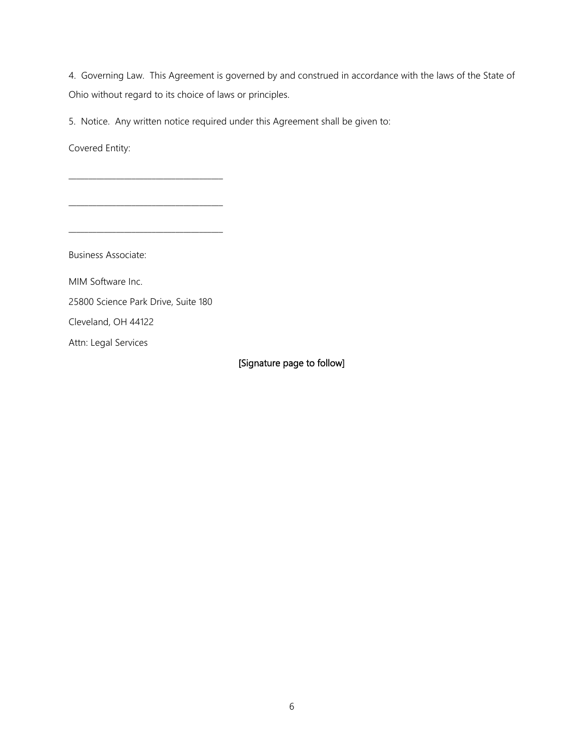4. Governing Law. This Agreement is governed by and construed in accordance with the laws of the State of Ohio without regard to its choice of laws or principles.

5. Notice. Any written notice required under this Agreement shall be given to:

Covered Entity:

\_\_\_\_\_\_\_\_\_\_\_\_\_\_\_\_\_\_\_\_\_\_\_\_\_\_\_\_\_\_\_\_\_\_\_\_

\_\_\_\_\_\_\_\_\_\_\_\_\_\_\_\_\_\_\_\_\_\_\_\_\_\_\_\_\_\_\_\_\_\_\_\_

\_\_\_\_\_\_\_\_\_\_\_\_\_\_\_\_\_\_\_\_\_\_\_\_\_\_\_\_\_\_\_\_\_\_\_\_

Business Associate:

MIM Software Inc.

25800 Science Park Drive, Suite 180

Cleveland, OH 44122

Attn: Legal Services

[Signature page to follow]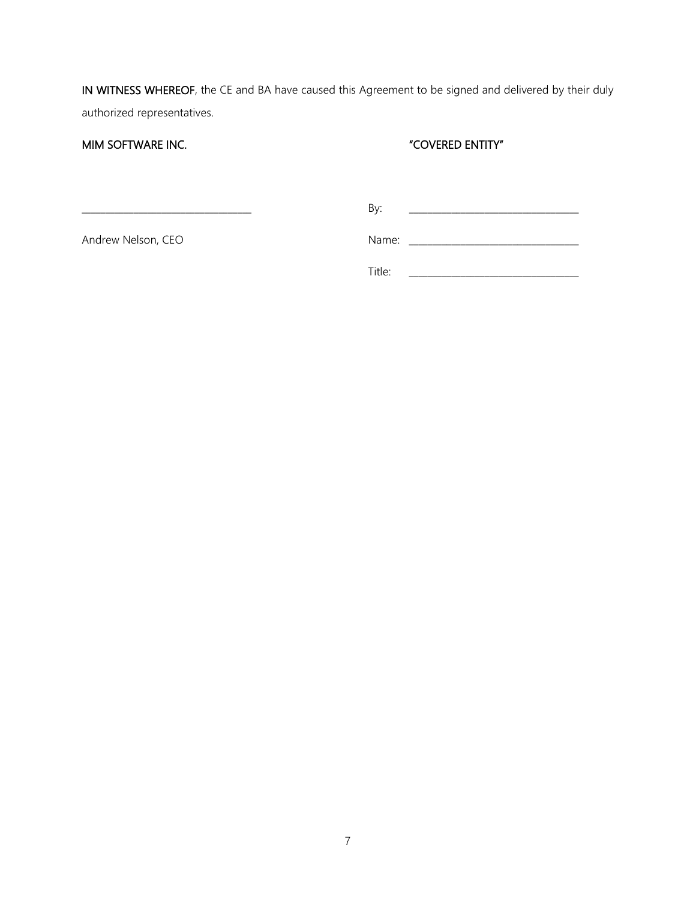**IN WITNESS WHEREOF**, the CE and BA have caused this Agreement to be signed and delivered by their duly authorized representatives.

| | |
|---|---|
| **MIM SOFTWARE INC.** | **"COVERED ENTITY"** |
| ______________________________ | By: ______________________________ |
| Andrew Nelson, CEO | Name: ______________________________ |
| | Title: ______________________________ |